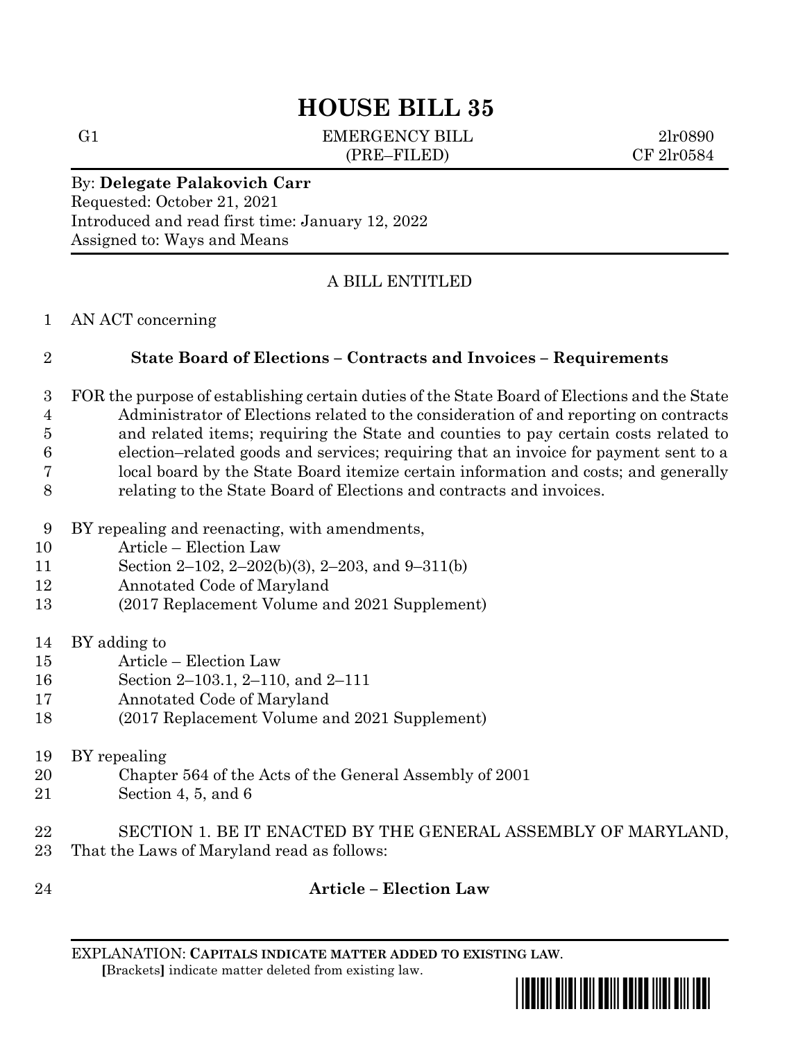# HOUSE BILL 35

G1 EMERGENCY BILL 2lr0890
(PRE–FILED) CF 2lr0584

By: **Delegate Palakovich Carr**
Requested: October 21, 2021
Introduced and read first time: January 12, 2022
Assigned to: Ways and Means

A BILL ENTITLED

AN ACT concerning

**State Board of Elections – Contracts and Invoices – Requirements**

FOR the purpose of establishing certain duties of the State Board of Elections and the State Administrator of Elections related to the consideration of and reporting on contracts and related items; requiring the State and counties to pay certain costs related to election–related goods and services; requiring that an invoice for payment sent to a local board by the State Board itemize certain information and costs; and generally relating to the State Board of Elections and contracts and invoices.

BY repealing and reenacting, with amendments,
Article – Election Law
Section 2–102, 2–202(b)(3), 2–203, and 9–311(b)
Annotated Code of Maryland
(2017 Replacement Volume and 2021 Supplement)

BY adding to
Article – Election Law
Section 2–103.1, 2–110, and 2–111
Annotated Code of Maryland
(2017 Replacement Volume and 2021 Supplement)

BY repealing
Chapter 564 of the Acts of the General Assembly of 2001
Section 4, 5, and 6

SECTION 1. BE IT ENACTED BY THE GENERAL ASSEMBLY OF MARYLAND, That the Laws of Maryland read as follows:

**Article – Election Law**

EXPLANATION: **CAPITALS INDICATE MATTER ADDED TO EXISTING LAW.**
**[**Brackets**]** indicate matter deleted from existing law.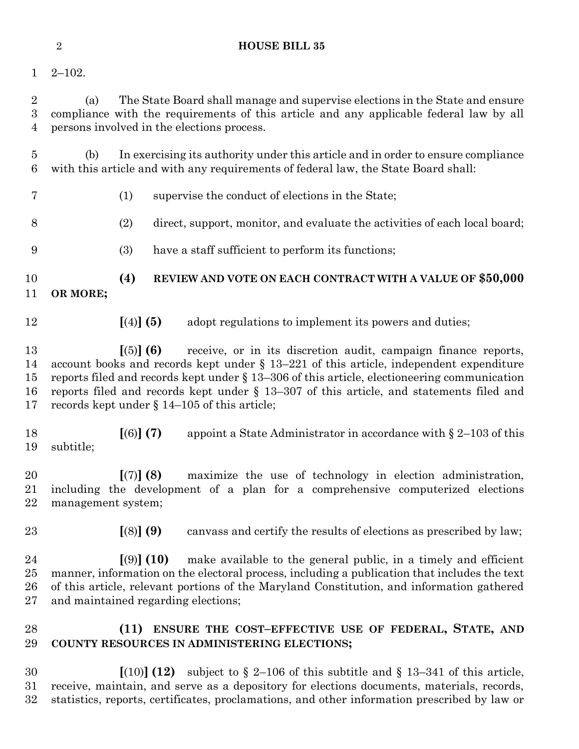2–102.

(a) The State Board shall manage and supervise elections in the State and ensure compliance with the requirements of this article and any applicable federal law by all persons involved in the elections process.

(b) In exercising its authority under this article and in order to ensure compliance with this article and with any requirements of federal law, the State Board shall:

(1) supervise the conduct of elections in the State;

(2) direct, support, monitor, and evaluate the activities of each local board;

(3) have a staff sufficient to perform its functions;

**(4) REVIEW AND VOTE ON EACH CONTRACT WITH A VALUE OF $50,000 OR MORE;**

**[**(4)**] (5)** adopt regulations to implement its powers and duties;

**[**(5)**] (6)** receive, or in its discretion audit, campaign finance reports, account books and records kept under § 13–221 of this article, independent expenditure reports filed and records kept under § 13–306 of this article, electioneering communication reports filed and records kept under § 13–307 of this article, and statements filed and records kept under § 14–105 of this article;

**[**(6)**] (7)** appoint a State Administrator in accordance with § 2–103 of this subtitle;

**[**(7)**] (8)** maximize the use of technology in election administration, including the development of a plan for a comprehensive computerized elections management system;

**[**(8)**] (9)** canvass and certify the results of elections as prescribed by law;

**[**(9)**] (10)** make available to the general public, in a timely and efficient manner, information on the electoral process, including a publication that includes the text of this article, relevant portions of the Maryland Constitution, and information gathered and maintained regarding elections;

**(11) ENSURE THE COST–EFFECTIVE USE OF FEDERAL, STATE, AND COUNTY RESOURCES IN ADMINISTERING ELECTIONS;**

**[**(10)**] (12)** subject to § 2–106 of this subtitle and § 13–341 of this article, receive, maintain, and serve as a depository for elections documents, materials, records, statistics, reports, certificates, proclamations, and other information prescribed by law or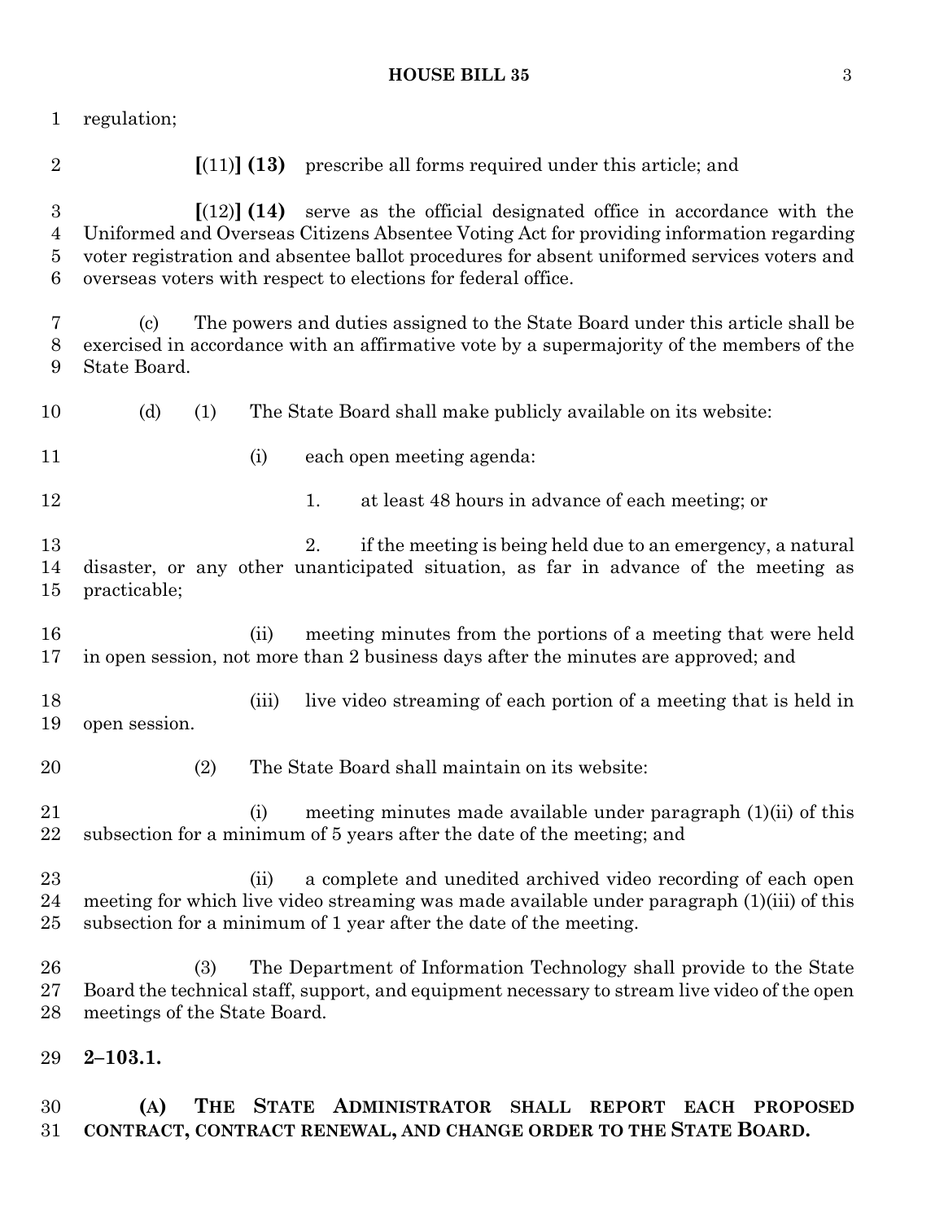regulation;

[(11)] **(13)** prescribe all forms required under this article; and

[(12)] **(14)** serve as the official designated office in accordance with the Uniformed and Overseas Citizens Absentee Voting Act for providing information regarding voter registration and absentee ballot procedures for absent uniformed services voters and overseas voters with respect to elections for federal office.

(c) The powers and duties assigned to the State Board under this article shall be exercised in accordance with an affirmative vote by a supermajority of the members of the State Board.

(d) (1) The State Board shall make publicly available on its website:

(i) each open meeting agenda:

1. at least 48 hours in advance of each meeting; or

2. if the meeting is being held due to an emergency, a natural disaster, or any other unanticipated situation, as far in advance of the meeting as practicable;

(ii) meeting minutes from the portions of a meeting that were held in open session, not more than 2 business days after the minutes are approved; and

(iii) live video streaming of each portion of a meeting that is held in open session.

(2) The State Board shall maintain on its website:

(i) meeting minutes made available under paragraph (1)(ii) of this subsection for a minimum of 5 years after the date of the meeting; and

(ii) a complete and unedited archived video recording of each open meeting for which live video streaming was made available under paragraph (1)(iii) of this subsection for a minimum of 1 year after the date of the meeting.

(3) The Department of Information Technology shall provide to the State Board the technical staff, support, and equipment necessary to stream live video of the open meetings of the State Board.

**2–103.1.**

**(A) THE STATE ADMINISTRATOR SHALL REPORT EACH PROPOSED CONTRACT, CONTRACT RENEWAL, AND CHANGE ORDER TO THE STATE BOARD.**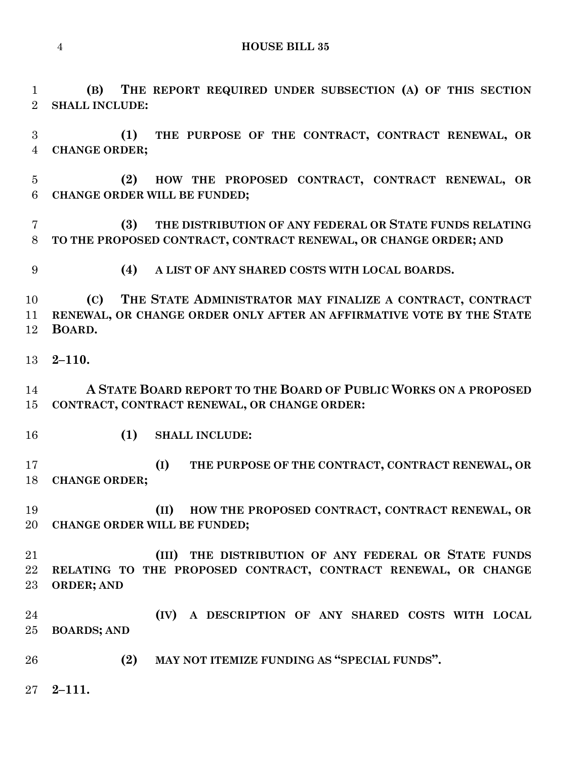**(B) THE REPORT REQUIRED UNDER SUBSECTION (A) OF THIS SECTION SHALL INCLUDE:**

**(1) THE PURPOSE OF THE CONTRACT, CONTRACT RENEWAL, OR CHANGE ORDER;**

**(2) HOW THE PROPOSED CONTRACT, CONTRACT RENEWAL, OR CHANGE ORDER WILL BE FUNDED;**

**(3) THE DISTRIBUTION OF ANY FEDERAL OR STATE FUNDS RELATING TO THE PROPOSED CONTRACT, CONTRACT RENEWAL, OR CHANGE ORDER; AND**

**(4) A LIST OF ANY SHARED COSTS WITH LOCAL BOARDS.**

**(C) THE STATE ADMINISTRATOR MAY FINALIZE A CONTRACT, CONTRACT RENEWAL, OR CHANGE ORDER ONLY AFTER AN AFFIRMATIVE VOTE BY THE STATE BOARD.**

**2–110.**

**A STATE BOARD REPORT TO THE BOARD OF PUBLIC WORKS ON A PROPOSED CONTRACT, CONTRACT RENEWAL, OR CHANGE ORDER:**

**(1) SHALL INCLUDE:**

**(I) THE PURPOSE OF THE CONTRACT, CONTRACT RENEWAL, OR CHANGE ORDER;**

**(II) HOW THE PROPOSED CONTRACT, CONTRACT RENEWAL, OR CHANGE ORDER WILL BE FUNDED;**

**(III) THE DISTRIBUTION OF ANY FEDERAL OR STATE FUNDS RELATING TO THE PROPOSED CONTRACT, CONTRACT RENEWAL, OR CHANGE ORDER; AND**

**(IV) A DESCRIPTION OF ANY SHARED COSTS WITH LOCAL BOARDS; AND**

**(2) MAY NOT ITEMIZE FUNDING AS "SPECIAL FUNDS".**

**2–111.**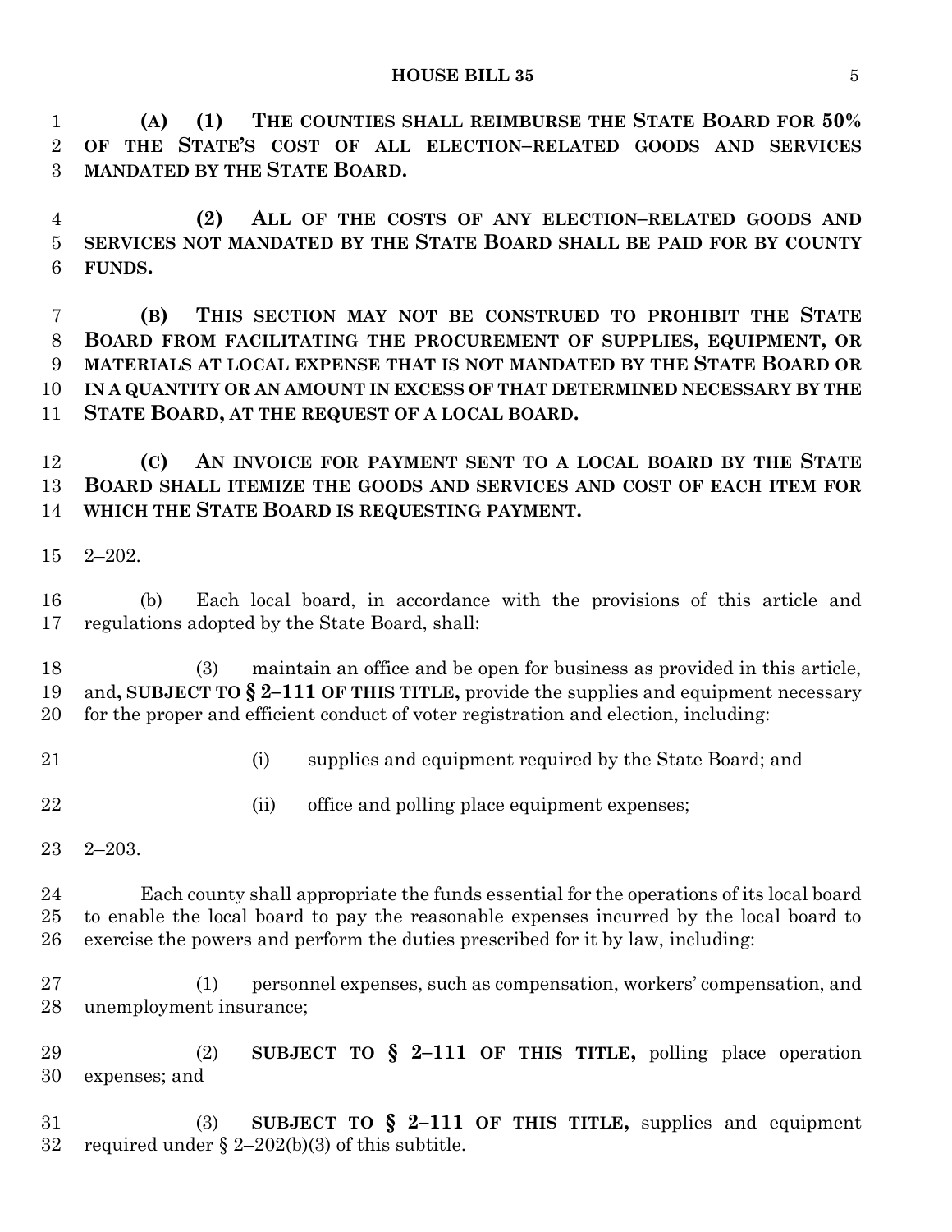**(A) (1) THE COUNTIES SHALL REIMBURSE THE STATE BOARD FOR 50% OF THE STATE'S COST OF ALL ELECTION–RELATED GOODS AND SERVICES MANDATED BY THE STATE BOARD.**

**(2) ALL OF THE COSTS OF ANY ELECTION–RELATED GOODS AND SERVICES NOT MANDATED BY THE STATE BOARD SHALL BE PAID FOR BY COUNTY FUNDS.**

**(B) THIS SECTION MAY NOT BE CONSTRUED TO PROHIBIT THE STATE BOARD FROM FACILITATING THE PROCUREMENT OF SUPPLIES, EQUIPMENT, OR MATERIALS AT LOCAL EXPENSE THAT IS NOT MANDATED BY THE STATE BOARD OR IN A QUANTITY OR AN AMOUNT IN EXCESS OF THAT DETERMINED NECESSARY BY THE STATE BOARD, AT THE REQUEST OF A LOCAL BOARD.**

**(C) AN INVOICE FOR PAYMENT SENT TO A LOCAL BOARD BY THE STATE BOARD SHALL ITEMIZE THE GOODS AND SERVICES AND COST OF EACH ITEM FOR WHICH THE STATE BOARD IS REQUESTING PAYMENT.**

2–202.

(b) Each local board, in accordance with the provisions of this article and regulations adopted by the State Board, shall:

(3) maintain an office and be open for business as provided in this article, and**, SUBJECT TO § 2–111 OF THIS TITLE,** provide the supplies and equipment necessary for the proper and efficient conduct of voter registration and election, including:

(i) supplies and equipment required by the State Board; and

(ii) office and polling place equipment expenses;

2–203.

Each county shall appropriate the funds essential for the operations of its local board to enable the local board to pay the reasonable expenses incurred by the local board to exercise the powers and perform the duties prescribed for it by law, including:

(1) personnel expenses, such as compensation, workers' compensation, and unemployment insurance;

(2) **SUBJECT TO § 2–111 OF THIS TITLE,** polling place operation expenses; and

(3) **SUBJECT TO § 2–111 OF THIS TITLE,** supplies and equipment required under § 2–202(b)(3) of this subtitle.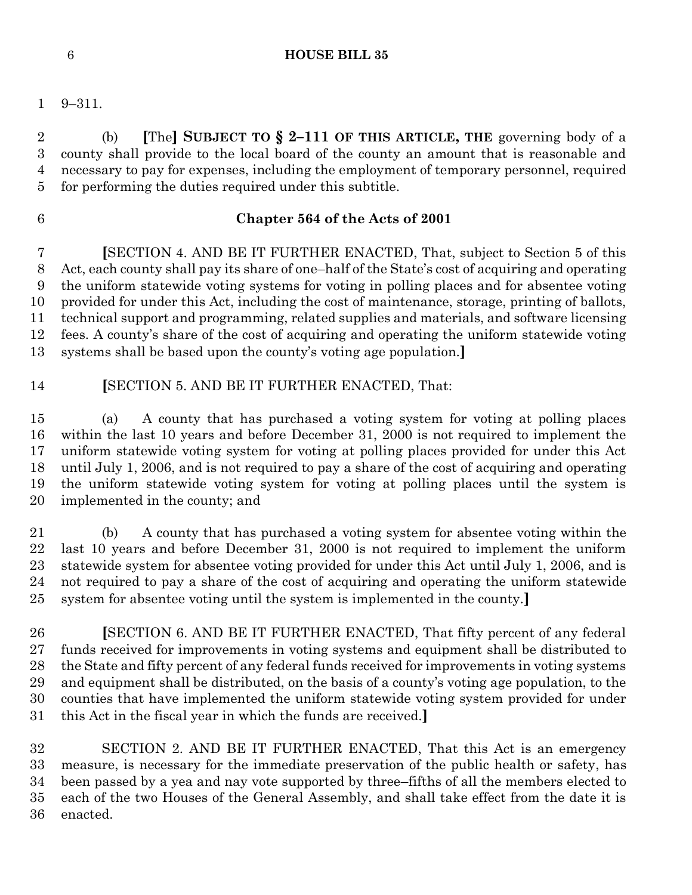9–311.

(b) [The] **SUBJECT TO § 2–111 OF THIS ARTICLE, THE** governing body of a county shall provide to the local board of the county an amount that is reasonable and necessary to pay for expenses, including the employment of temporary personnel, required for performing the duties required under this subtitle.

**Chapter 564 of the Acts of 2001**

**[**SECTION 4. AND BE IT FURTHER ENACTED, That, subject to Section 5 of this Act, each county shall pay its share of one–half of the State's cost of acquiring and operating the uniform statewide voting systems for voting in polling places and for absentee voting provided for under this Act, including the cost of maintenance, storage, printing of ballots, technical support and programming, related supplies and materials, and software licensing fees. A county's share of the cost of acquiring and operating the uniform statewide voting systems shall be based upon the county's voting age population.**]**

**[**SECTION 5. AND BE IT FURTHER ENACTED, That:

(a) A county that has purchased a voting system for voting at polling places within the last 10 years and before December 31, 2000 is not required to implement the uniform statewide voting system for voting at polling places provided for under this Act until July 1, 2006, and is not required to pay a share of the cost of acquiring and operating the uniform statewide voting system for voting at polling places until the system is implemented in the county; and

(b) A county that has purchased a voting system for absentee voting within the last 10 years and before December 31, 2000 is not required to implement the uniform statewide system for absentee voting provided for under this Act until July 1, 2006, and is not required to pay a share of the cost of acquiring and operating the uniform statewide system for absentee voting until the system is implemented in the county.**]**

**[**SECTION 6. AND BE IT FURTHER ENACTED, That fifty percent of any federal funds received for improvements in voting systems and equipment shall be distributed to the State and fifty percent of any federal funds received for improvements in voting systems and equipment shall be distributed, on the basis of a county's voting age population, to the counties that have implemented the uniform statewide voting system provided for under this Act in the fiscal year in which the funds are received.**]**

SECTION 2. AND BE IT FURTHER ENACTED, That this Act is an emergency measure, is necessary for the immediate preservation of the public health or safety, has been passed by a yea and nay vote supported by three–fifths of all the members elected to each of the two Houses of the General Assembly, and shall take effect from the date it is enacted.